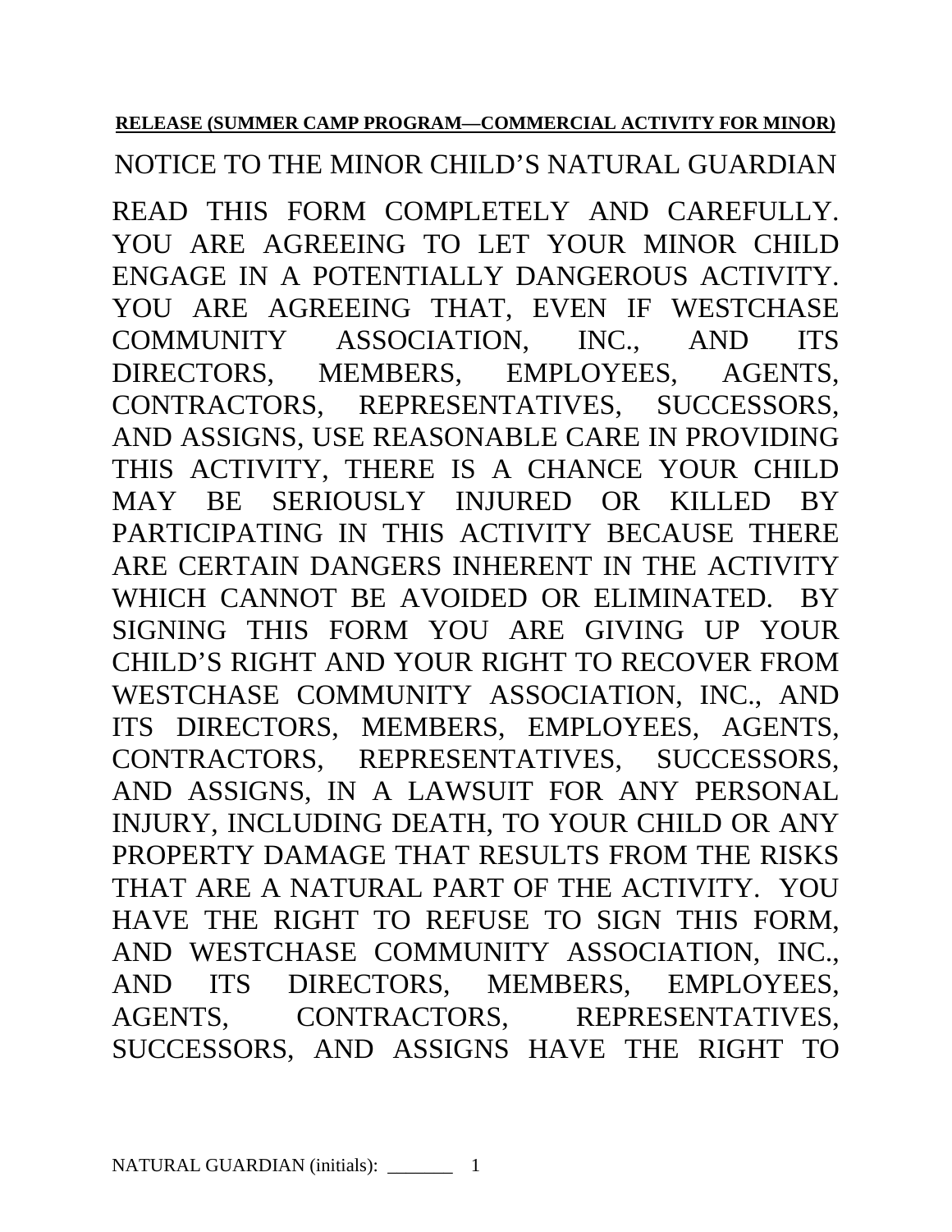**RELEASE (SUMMER CAMP PROGRAM—COMMERCIAL ACTIVITY FOR MINOR)**

NOTICE TO THE MINOR CHILD'S NATURAL GUARDIAN

READ THIS FORM COMPLETELY AND CAREFULLY. YOU ARE AGREEING TO LET YOUR MINOR CHILD ENGAGE IN A POTENTIALLY DANGEROUS ACTIVITY. YOU ARE AGREEING THAT, EVEN IF WESTCHASE COMMUNITY ASSOCIATION, INC., AND ITS DIRECTORS, MEMBERS, EMPLOYEES, AGENTS, CONTRACTORS, REPRESENTATIVES, SUCCESSORS, AND ASSIGNS, USE REASONABLE CARE IN PROVIDING THIS ACTIVITY, THERE IS A CHANCE YOUR CHILD MAY BE SERIOUSLY INJURED OR KILLED BY PARTICIPATING IN THIS ACTIVITY BECAUSE THERE ARE CERTAIN DANGERS INHERENT IN THE ACTIVITY WHICH CANNOT BE AVOIDED OR ELIMINATED. BY SIGNING THIS FORM YOU ARE GIVING UP YOUR CHILD'S RIGHT AND YOUR RIGHT TO RECOVER FROM WESTCHASE COMMUNITY ASSOCIATION, INC., AND ITS DIRECTORS, MEMBERS, EMPLOYEES, AGENTS, CONTRACTORS, REPRESENTATIVES, SUCCESSORS, AND ASSIGNS, IN A LAWSUIT FOR ANY PERSONAL INJURY, INCLUDING DEATH, TO YOUR CHILD OR ANY PROPERTY DAMAGE THAT RESULTS FROM THE RISKS THAT ARE A NATURAL PART OF THE ACTIVITY. YOU HAVE THE RIGHT TO REFUSE TO SIGN THIS FORM, AND WESTCHASE COMMUNITY ASSOCIATION, INC., AND ITS DIRECTORS, MEMBERS, EMPLOYEES, AGENTS, CONTRACTORS, REPRESENTATIVES, SUCCESSORS, AND ASSIGNS HAVE THE RIGHT TO

NATURAL GUARDIAN (initials): _______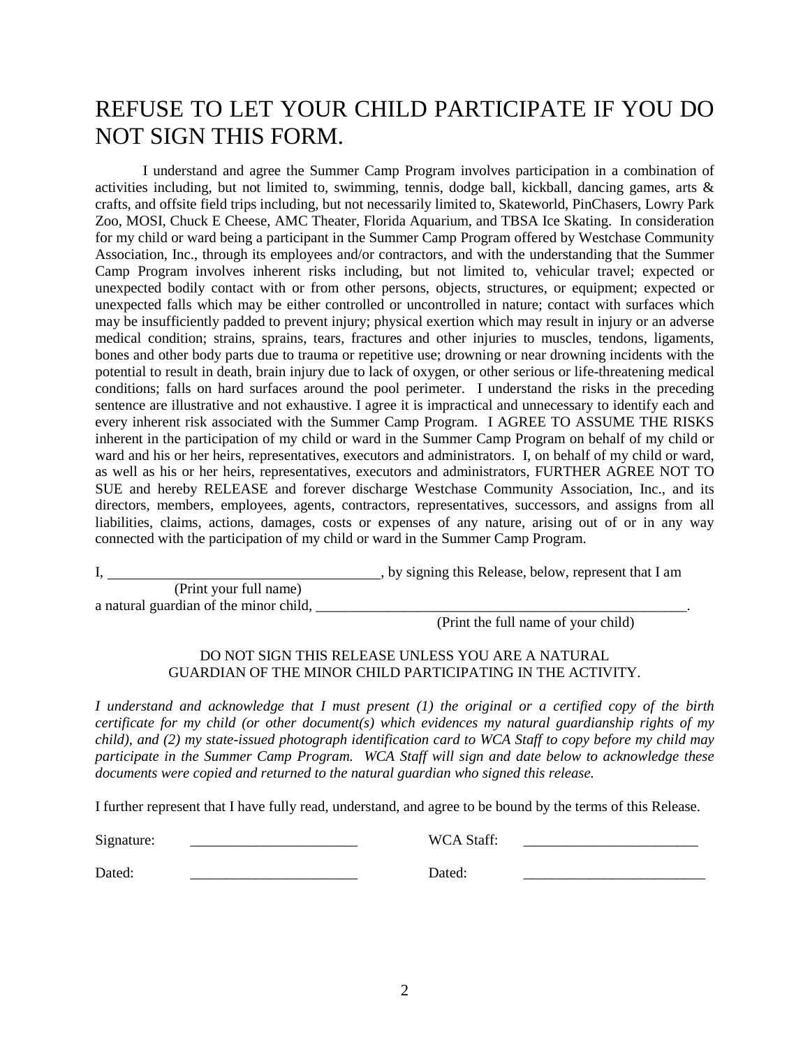# REFUSE TO LET YOUR CHILD PARTICIPATE IF YOU DO NOT SIGN THIS FORM.

I understand and agree the Summer Camp Program involves participation in a combination of activities including, but not limited to, swimming, tennis, dodge ball, kickball, dancing games, arts & crafts, and offsite field trips including, but not necessarily limited to, Skateworld, PinChasers, Lowry Park Zoo, MOSI, Chuck E Cheese, AMC Theater, Florida Aquarium, and TBSA Ice Skating. In consideration for my child or ward being a participant in the Summer Camp Program offered by Westchase Community Association, Inc., through its employees and/or contractors, and with the understanding that the Summer Camp Program involves inherent risks including, but not limited to, vehicular travel; expected or unexpected bodily contact with or from other persons, objects, structures, or equipment; expected or unexpected falls which may be either controlled or uncontrolled in nature; contact with surfaces which may be insufficiently padded to prevent injury; physical exertion which may result in injury or an adverse medical condition; strains, sprains, tears, fractures and other injuries to muscles, tendons, ligaments, bones and other body parts due to trauma or repetitive use; drowning or near drowning incidents with the potential to result in death, brain injury due to lack of oxygen, or other serious or life-threatening medical conditions; falls on hard surfaces around the pool perimeter. I understand the risks in the preceding sentence are illustrative and not exhaustive. I agree it is impractical and unnecessary to identify each and every inherent risk associated with the Summer Camp Program. I AGREE TO ASSUME THE RISKS inherent in the participation of my child or ward in the Summer Camp Program on behalf of my child or ward and his or her heirs, representatives, executors and administrators. I, on behalf of my child or ward, as well as his or her heirs, representatives, executors and administrators, FURTHER AGREE NOT TO SUE and hereby RELEASE and forever discharge Westchase Community Association, Inc., and its directors, members, employees, agents, contractors, representatives, successors, and assigns from all liabilities, claims, actions, damages, costs or expenses of any nature, arising out of or in any way connected with the participation of my child or ward in the Summer Camp Program.

I, ______________________________________, by signing this Release, below, represent that I am
(Print your full name)
a natural guardian of the minor child, ______________________________________________________.
(Print the full name of your child)

DO NOT SIGN THIS RELEASE UNLESS YOU ARE A NATURAL GUARDIAN OF THE MINOR CHILD PARTICIPATING IN THE ACTIVITY.

*I understand and acknowledge that I must present (1) the original or a certified copy of the birth certificate for my child (or other document(s) which evidences my natural guardianship rights of my child), and (2) my state-issued photograph identification card to WCA Staff to copy before my child may participate in the Summer Camp Program. WCA Staff will sign and date below to acknowledge these documents were copied and returned to the natural guardian who signed this release.*

I further represent that I have fully read, understand, and agree to be bound by the terms of this Release.

Signature: _______________________ WCA Staff: ________________________

Dated: _______________________ Dated: _________________________